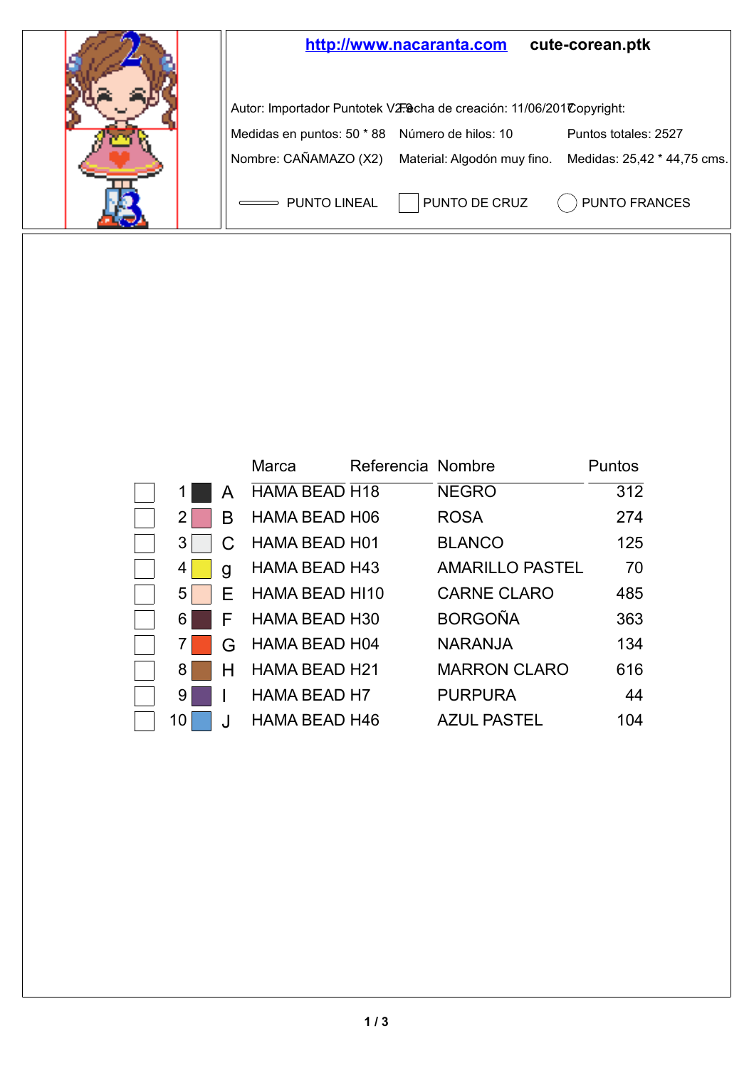http://www.nacaranta.com cute-corean.ptk

Autor: Importador Puntotek V2.9 Fecha de creación: 11/06/2017 Copyright:

Medidas en puntos: 50 * 88 Número de hilos: 10 Puntos totales: 2527

Nombre: CAÑAMAZO (X2) Material: Algodón muy fino. Medidas: 25,42 * 44,75 cms.

PUNTO LINEAL PUNTO DE CRUZ PUNTO FRANCES

| | | | Marca | Referencia | Nombre | Puntos |
|---|---|---|---|---|---|---|
| | 1 | A | HAMA BEAD | H18 | NEGRO | 312 |
| | 2 | B | HAMA BEAD | H06 | ROSA | 274 |
| | 3 | C | HAMA BEAD | H01 | BLANCO | 125 |
| | 4 | g | HAMA BEAD | H43 | AMARILLO PASTEL | 70 |
| | 5 | E | HAMA BEAD | HI10 | CARNE CLARO | 485 |
| | 6 | F | HAMA BEAD | H30 | BORGOÑA | 363 |
| | 7 | G | HAMA BEAD | H04 | NARANJA | 134 |
| | 8 | H | HAMA BEAD | H21 | MARRON CLARO | 616 |
| | 9 | I | HAMA BEAD | H7 | PURPURA | 44 |
| | 10 | J | HAMA BEAD | H46 | AZUL PASTEL | 104 |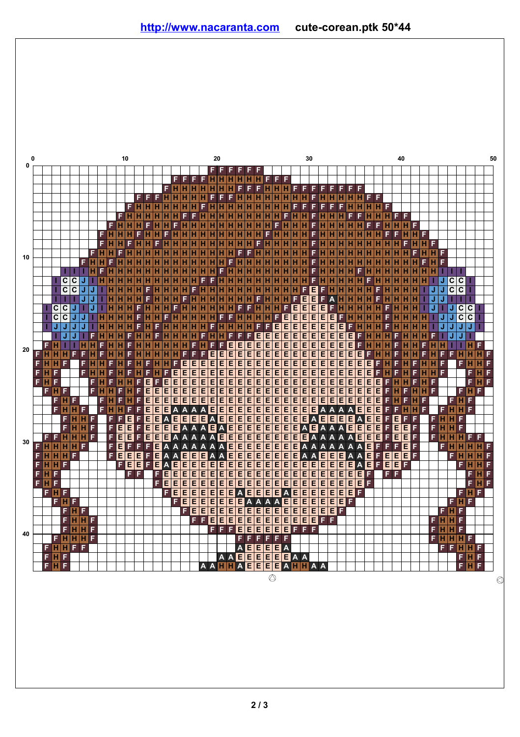**http://www.nacaranta.com** **cute-corean.ptk 50*44**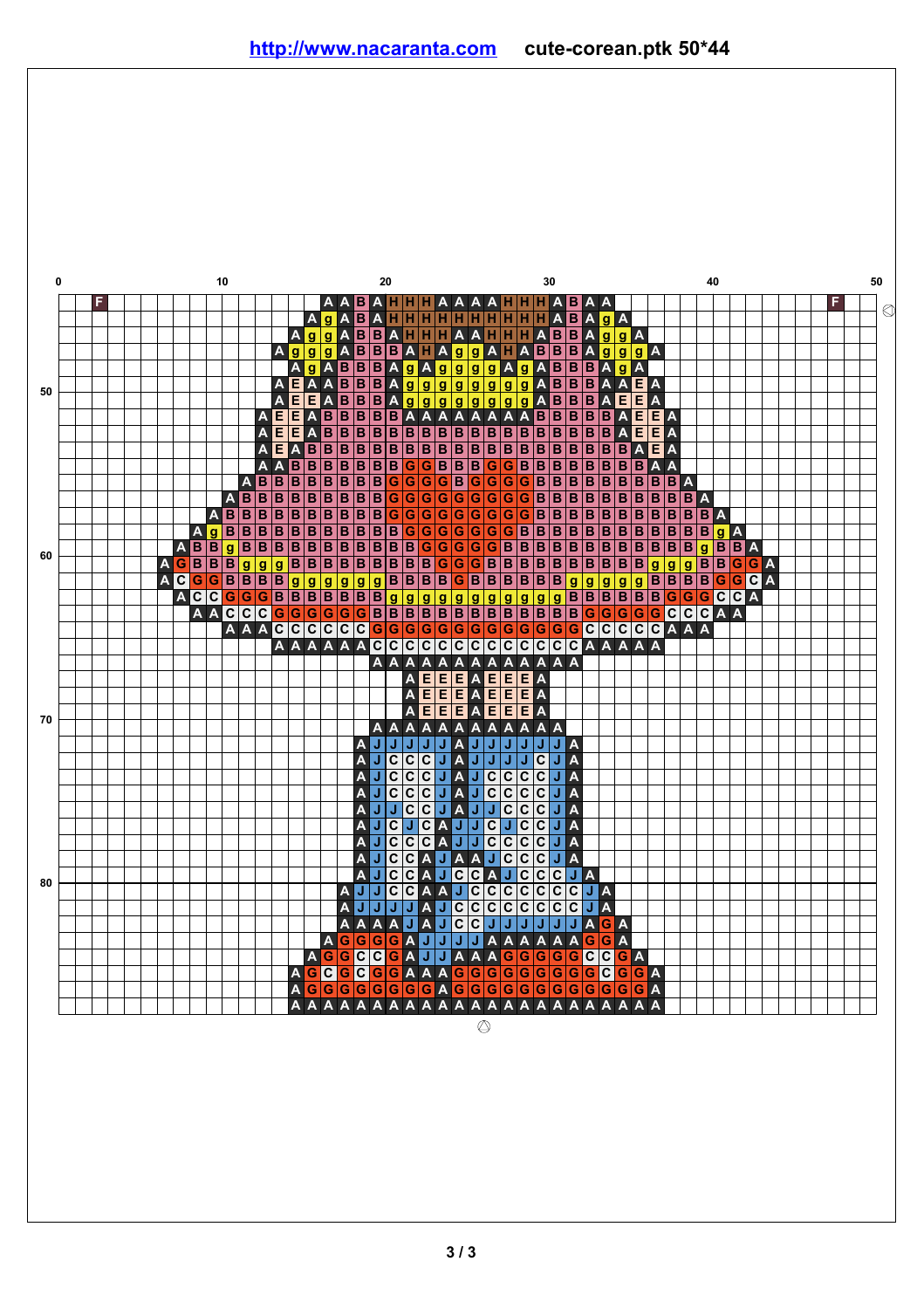http://www.nacaranta.com cute-corean.ptk 50*44